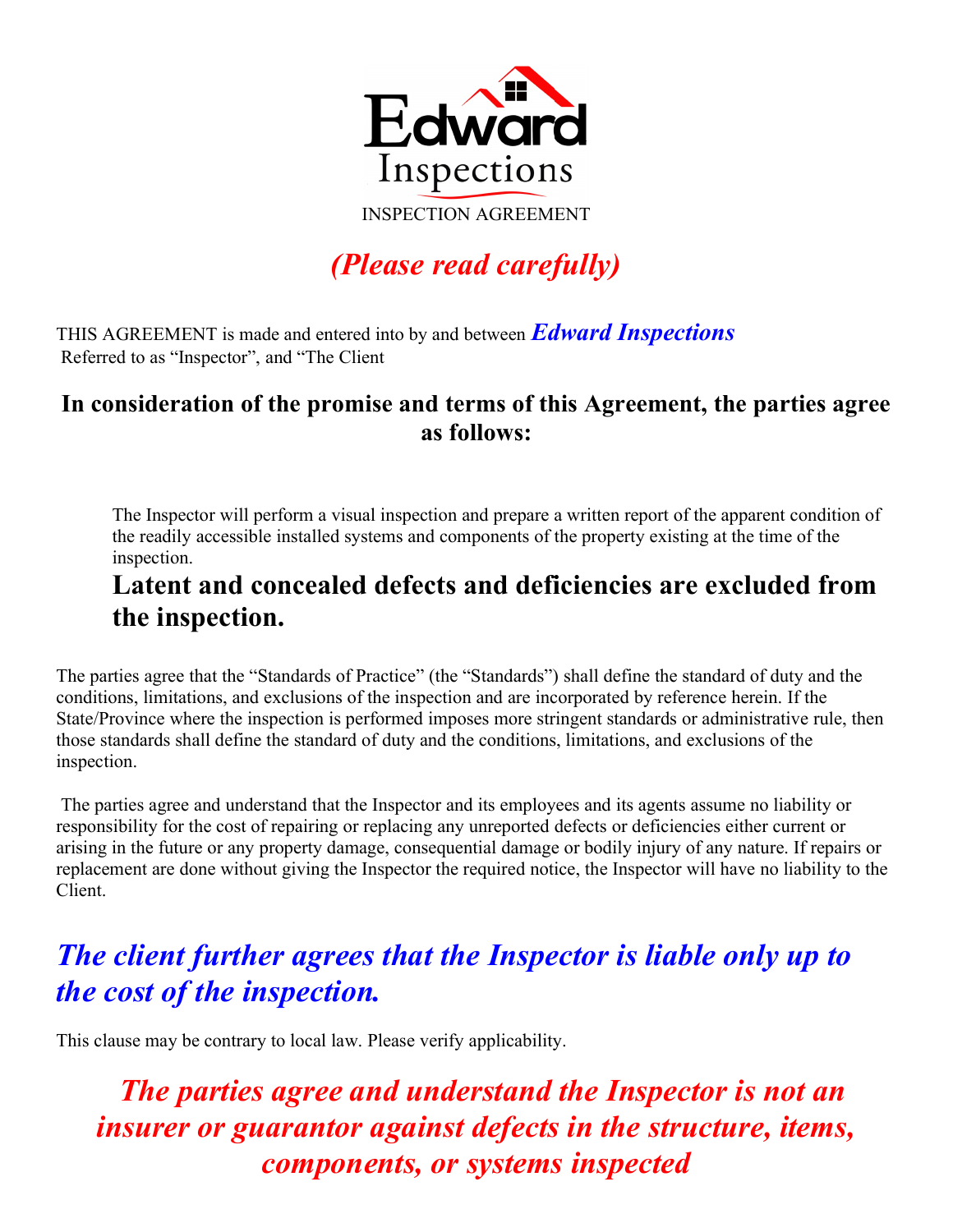# Edward Inspections

INSPECTION AGREEMENT

## *(Please read carefully)*

THIS AGREEMENT is made and entered into by and between ***Edward Inspections***
Referred to as “Inspector”, and “The Client

### In consideration of the promise and terms of this Agreement, the parties agree as follows:

The Inspector will perform a visual inspection and prepare a written report of the apparent condition of the readily accessible installed systems and components of the property existing at the time of the inspection.

**Latent and concealed defects and deficiencies are excluded from the inspection.**

The parties agree that the “Standards of Practice” (the “Standards”) shall define the standard of duty and the conditions, limitations, and exclusions of the inspection and are incorporated by reference herein. If the State/Province where the inspection is performed imposes more stringent standards or administrative rule, then those standards shall define the standard of duty and the conditions, limitations, and exclusions of the inspection.

The parties agree and understand that the Inspector and its employees and its agents assume no liability or responsibility for the cost of repairing or replacing any unreported defects or deficiencies either current or arising in the future or any property damage, consequential damage or bodily injury of any nature. If repairs or replacement are done without giving the Inspector the required notice, the Inspector will have no liability to the Client.

***The client further agrees that the Inspector is liable only up to the cost of the inspection.***

This clause may be contrary to local law. Please verify applicability.

***The parties agree and understand the Inspector is not an insurer or guarantor against defects in the structure, items, components, or systems inspected***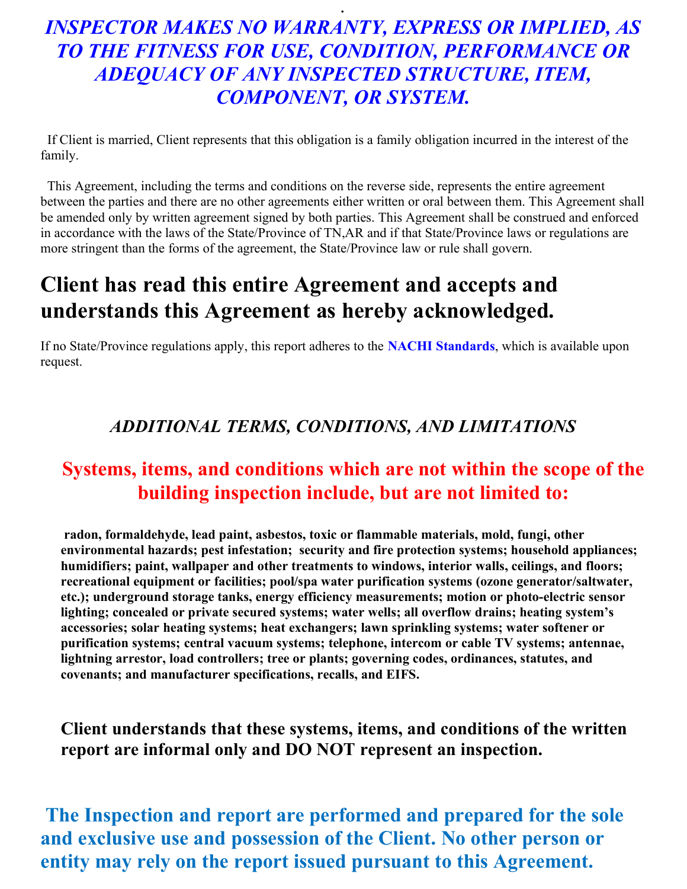***INSPECTOR MAKES NO WARRANTY, EXPRESS OR IMPLIED, AS TO THE FITNESS FOR USE, CONDITION, PERFORMANCE OR ADEQUACY OF ANY INSPECTED STRUCTURE, ITEM, COMPONENT, OR SYSTEM.***

If Client is married, Client represents that this obligation is a family obligation incurred in the interest of the family.

This Agreement, including the terms and conditions on the reverse side, represents the entire agreement between the parties and there are no other agreements either written or oral between them. This Agreement shall be amended only by written agreement signed by both parties. This Agreement shall be construed and enforced in accordance with the laws of the State/Province of TN,AR and if that State/Province laws or regulations are more stringent than the forms of the agreement, the State/Province law or rule shall govern.

## Client has read this entire Agreement and accepts and understands this Agreement as hereby acknowledged.

If no State/Province regulations apply, this report adheres to the **NACHI Standards**, which is available upon request.

### *ADDITIONAL TERMS, CONDITIONS, AND LIMITATIONS*

## Systems, items, and conditions which are not within the scope of the building inspection include, but are not limited to:

**radon, formaldehyde, lead paint, asbestos, toxic or flammable materials, mold, fungi, other environmental hazards; pest infestation; security and fire protection systems; household appliances; humidifiers; paint, wallpaper and other treatments to windows, interior walls, ceilings, and floors; recreational equipment or facilities; pool/spa water purification systems (ozone generator/saltwater, etc.); underground storage tanks, energy efficiency measurements; motion or photo-electric sensor lighting; concealed or private secured systems; water wells; all overflow drains; heating system's accessories; solar heating systems; heat exchangers; lawn sprinkling systems; water softener or purification systems; central vacuum systems; telephone, intercom or cable TV systems; antennae, lightning arrestor, load controllers; tree or plants; governing codes, ordinances, statutes, and covenants; and manufacturer specifications, recalls, and EIFS.**

**Client understands that these systems, items, and conditions of the written report are informal only and DO NOT represent an inspection.**

**The Inspection and report are performed and prepared for the sole and exclusive use and possession of the Client. No other person or entity may rely on the report issued pursuant to this Agreement.**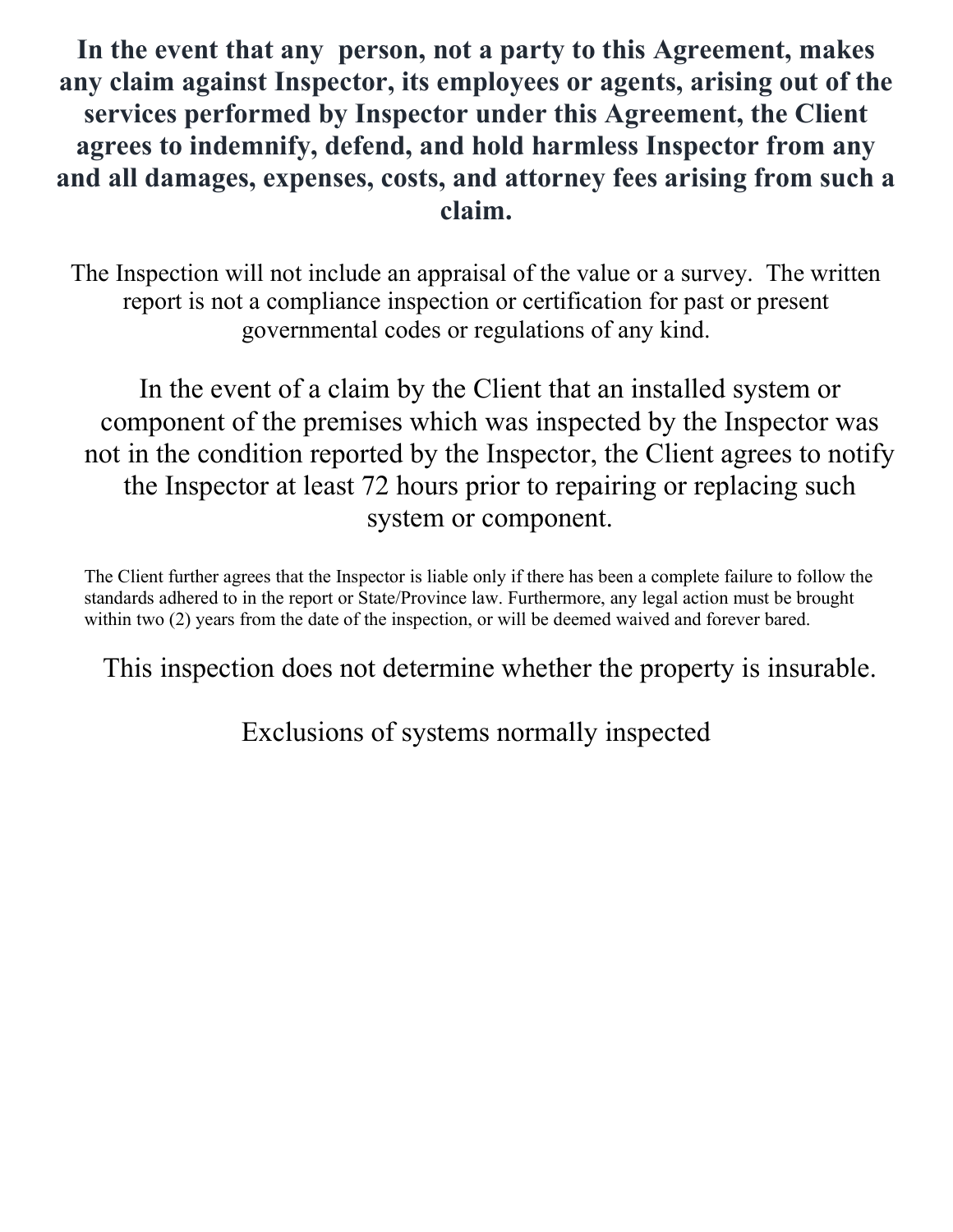**In the event that any person, not a party to this Agreement, makes any claim against Inspector, its employees or agents, arising out of the services performed by Inspector under this Agreement, the Client agrees to indemnify, defend, and hold harmless Inspector from any and all damages, expenses, costs, and attorney fees arising from such a claim.**

The Inspection will not include an appraisal of the value or a survey. The written report is not a compliance inspection or certification for past or present governmental codes or regulations of any kind.

In the event of a claim by the Client that an installed system or component of the premises which was inspected by the Inspector was not in the condition reported by the Inspector, the Client agrees to notify the Inspector at least 72 hours prior to repairing or replacing such system or component.

The Client further agrees that the Inspector is liable only if there has been a complete failure to follow the standards adhered to in the report or State/Province law. Furthermore, any legal action must be brought within two (2) years from the date of the inspection, or will be deemed waived and forever bared.

This inspection does not determine whether the property is insurable.

Exclusions of systems normally inspected